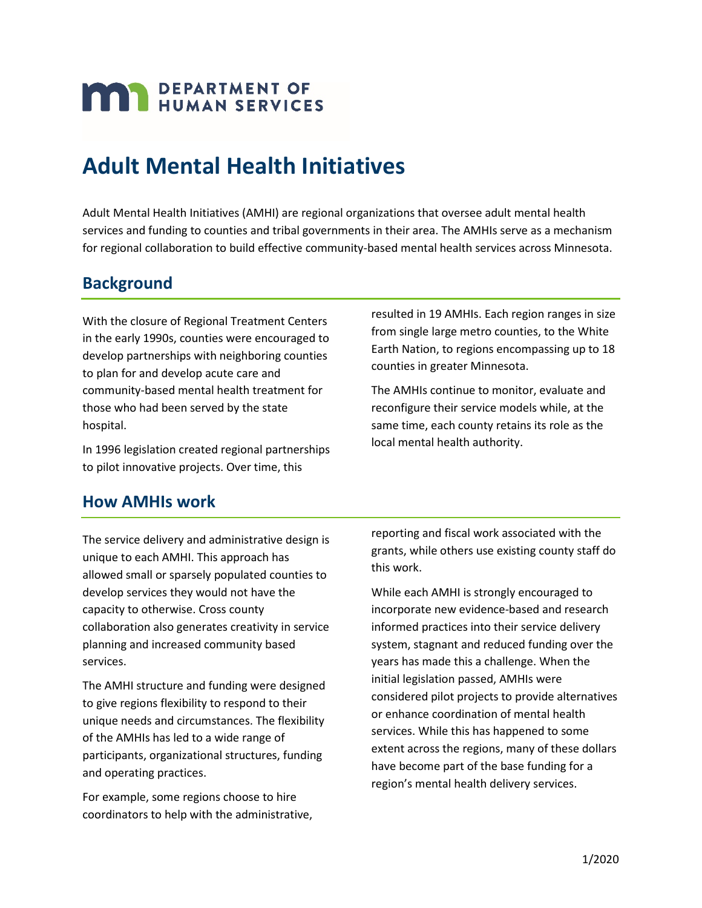DEPARTMENT OF HUMAN SERVICES

# Adult Mental Health Initiatives

Adult Mental Health Initiatives (AMHI) are regional organizations that oversee adult mental health services and funding to counties and tribal governments in their area. The AMHIs serve as a mechanism for regional collaboration to build effective community-based mental health services across Minnesota.

## Background

With the closure of Regional Treatment Centers in the early 1990s, counties were encouraged to develop partnerships with neighboring counties to plan for and develop acute care and community-based mental health treatment for those who had been served by the state hospital.

In 1996 legislation created regional partnerships to pilot innovative projects. Over time, this resulted in 19 AMHIs. Each region ranges in size from single large metro counties, to the White Earth Nation, to regions encompassing up to 18 counties in greater Minnesota.

The AMHIs continue to monitor, evaluate and reconfigure their service models while, at the same time, each county retains its role as the local mental health authority.

## How AMHIs work

The service delivery and administrative design is unique to each AMHI. This approach has allowed small or sparsely populated counties to develop services they would not have the capacity to otherwise. Cross county collaboration also generates creativity in service planning and increased community based services.

The AMHI structure and funding were designed to give regions flexibility to respond to their unique needs and circumstances. The flexibility of the AMHIs has led to a wide range of participants, organizational structures, funding and operating practices.

For example, some regions choose to hire coordinators to help with the administrative, reporting and fiscal work associated with the grants, while others use existing county staff do this work.

While each AMHI is strongly encouraged to incorporate new evidence-based and research informed practices into their service delivery system, stagnant and reduced funding over the years has made this a challenge. When the initial legislation passed, AMHIs were considered pilot projects to provide alternatives or enhance coordination of mental health services. While this has happened to some extent across the regions, many of these dollars have become part of the base funding for a region's mental health delivery services.

1/2020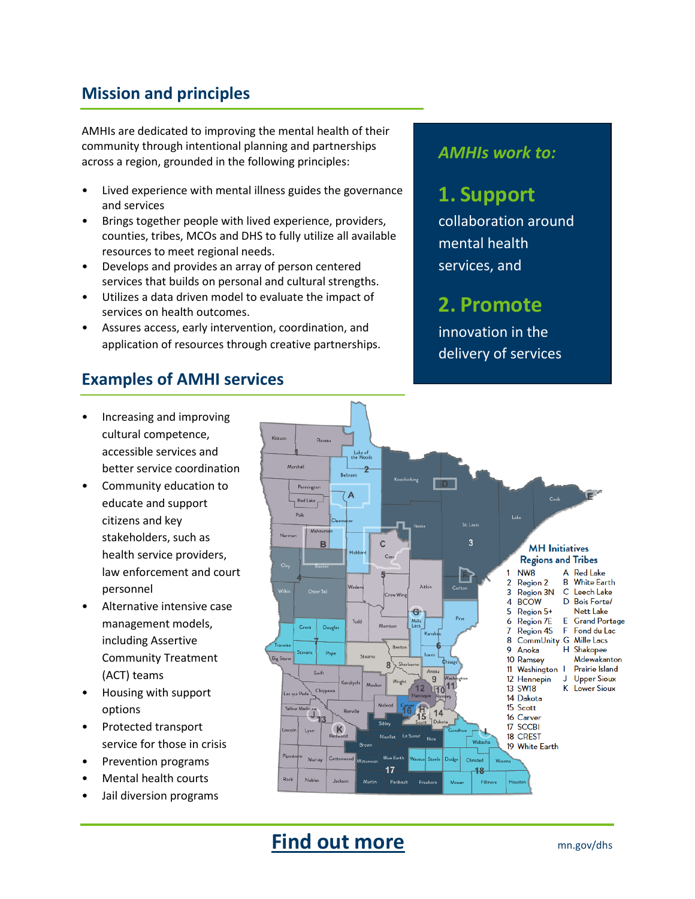## Mission and principles

AMHIs are dedicated to improving the mental health of their community through intentional planning and partnerships across a region, grounded in the following principles:

- Lived experience with mental illness guides the governance and services
- Brings together people with lived experience, providers, counties, tribes, MCOs and DHS to fully utilize all available resources to meet regional needs.
- Develops and provides an array of person centered services that builds on personal and cultural strengths.
- Utilizes a data driven model to evaluate the impact of services on health outcomes.
- Assures access, early intervention, coordination, and application of resources through creative partnerships.

*AMHIs work to:*

**1. Support** collaboration around mental health services, and

**2. Promote** innovation in the delivery of services

## Examples of AMHI services

- Increasing and improving cultural competence, accessible services and better service coordination
- Community education to educate and support citizens and key stakeholders, such as health service providers, law enforcement and court personnel
- Alternative intensive case management models, including Assertive Community Treatment (ACT) teams
- Housing with support options
- Protected transport service for those in crisis
- Prevention programs
- Mental health courts
- Jail diversion programs

MH Initiatives Regions and Tribes

1 NW8
2 Region 2
3 Region 3N
4 BCOW
5 Region 5+
6 Region 7E
7 Region 4S
8 CommUnity
9 Anoka
10 Ramsey
11 Washington
12 Hennepin
13 SW18
14 Dakota
15 Scott
16 Carver
17 SCCBI
18 CREST
19 White Earth

A Red Lake
B White Earth
C Leech Lake
D Bois Forte/ Nett Lake
E Grand Portage
F Fond du Lac
G Mille Lacs
H Shakopee Mdewakanton
I Prairie Island
J Upper Sioux
K Lower Sioux

**Find out more**

mn.gov/dhs